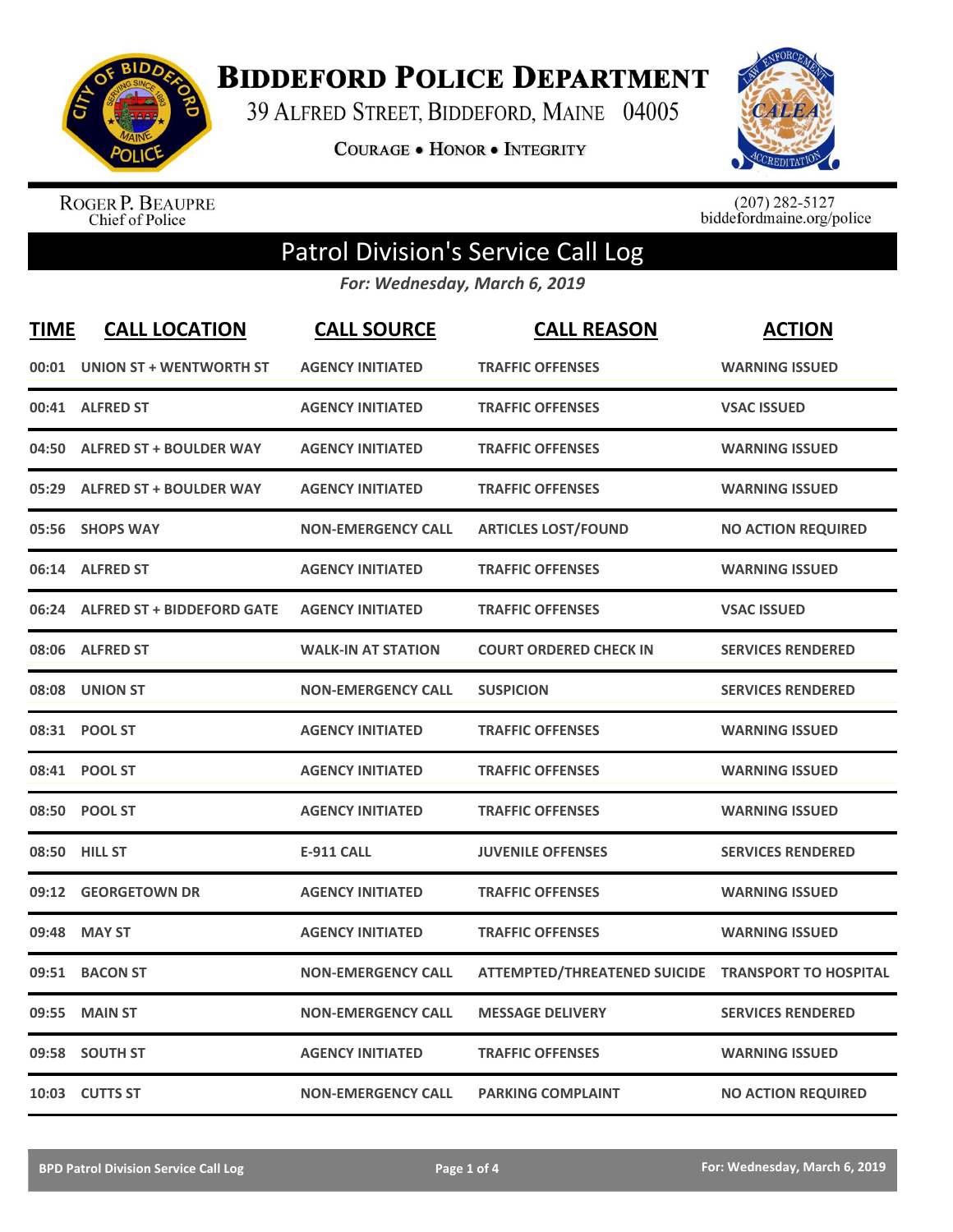# Biddeford Police Department

39 Alfred Street, Biddeford, Maine 04005

Courage • Honor • Integrity

Roger P. Beaupre
Chief of Police

(207) 282-5127
biddefordmaine.org/police

## Patrol Division's Service Call Log

*For: Wednesday, March 6, 2019*

| TIME | CALL LOCATION | CALL SOURCE | CALL REASON | ACTION |
|---|---|---|---|---|
| 00:01 | UNION ST + WENTWORTH ST | AGENCY INITIATED | TRAFFIC OFFENSES | WARNING ISSUED |
| 00:41 | ALFRED ST | AGENCY INITIATED | TRAFFIC OFFENSES | VSAC ISSUED |
| 04:50 | ALFRED ST + BOULDER WAY | AGENCY INITIATED | TRAFFIC OFFENSES | WARNING ISSUED |
| 05:29 | ALFRED ST + BOULDER WAY | AGENCY INITIATED | TRAFFIC OFFENSES | WARNING ISSUED |
| 05:56 | SHOPS WAY | NON-EMERGENCY CALL | ARTICLES LOST/FOUND | NO ACTION REQUIRED |
| 06:14 | ALFRED ST | AGENCY INITIATED | TRAFFIC OFFENSES | WARNING ISSUED |
| 06:24 | ALFRED ST + BIDDEFORD GATE | AGENCY INITIATED | TRAFFIC OFFENSES | VSAC ISSUED |
| 08:06 | ALFRED ST | WALK-IN AT STATION | COURT ORDERED CHECK IN | SERVICES RENDERED |
| 08:08 | UNION ST | NON-EMERGENCY CALL | SUSPICION | SERVICES RENDERED |
| 08:31 | POOL ST | AGENCY INITIATED | TRAFFIC OFFENSES | WARNING ISSUED |
| 08:41 | POOL ST | AGENCY INITIATED | TRAFFIC OFFENSES | WARNING ISSUED |
| 08:50 | POOL ST | AGENCY INITIATED | TRAFFIC OFFENSES | WARNING ISSUED |
| 08:50 | HILL ST | E-911 CALL | JUVENILE OFFENSES | SERVICES RENDERED |
| 09:12 | GEORGETOWN DR | AGENCY INITIATED | TRAFFIC OFFENSES | WARNING ISSUED |
| 09:48 | MAY ST | AGENCY INITIATED | TRAFFIC OFFENSES | WARNING ISSUED |
| 09:51 | BACON ST | NON-EMERGENCY CALL | ATTEMPTED/THREATENED SUICIDE | TRANSPORT TO HOSPITAL |
| 09:55 | MAIN ST | NON-EMERGENCY CALL | MESSAGE DELIVERY | SERVICES RENDERED |
| 09:58 | SOUTH ST | AGENCY INITIATED | TRAFFIC OFFENSES | WARNING ISSUED |
| 10:03 | CUTTS ST | NON-EMERGENCY CALL | PARKING COMPLAINT | NO ACTION REQUIRED |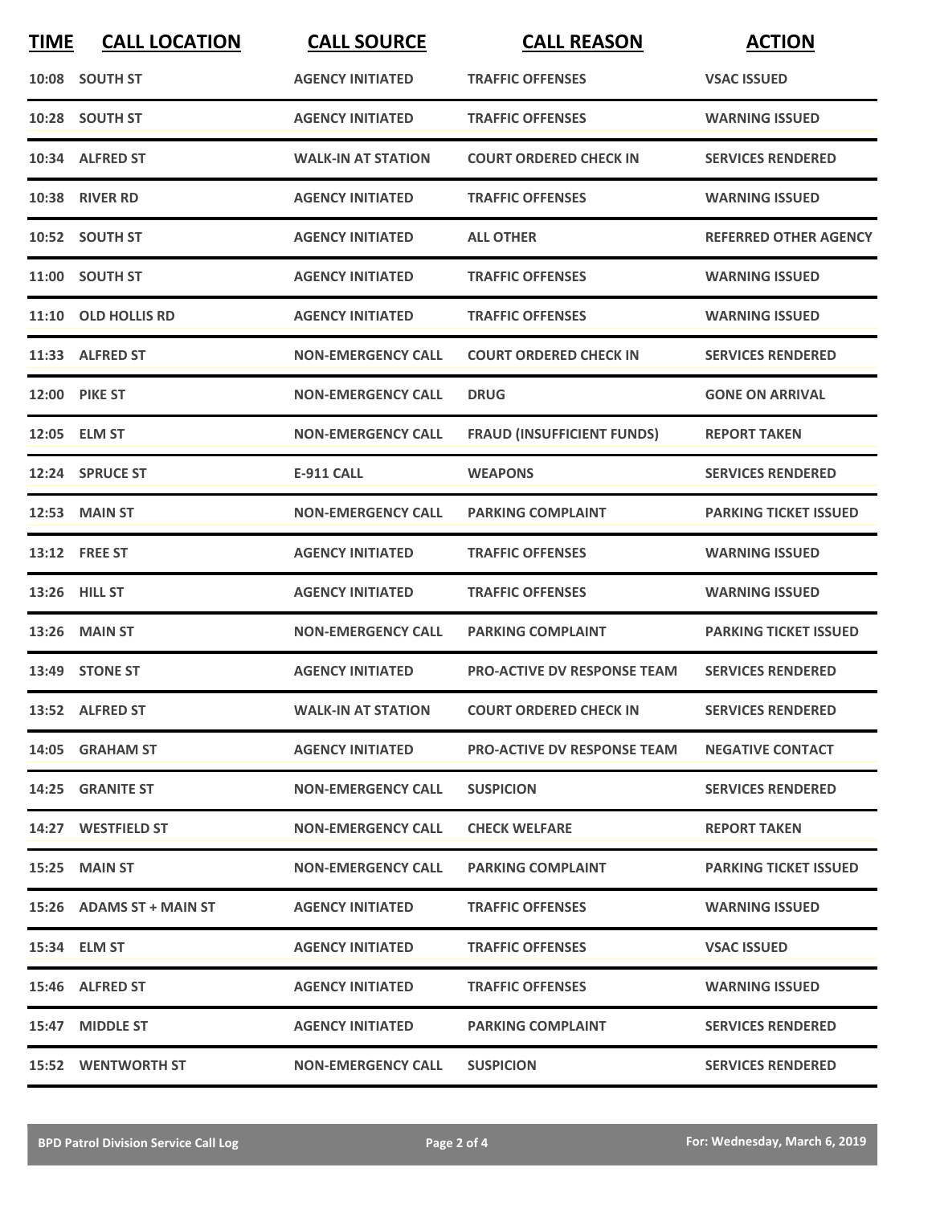| TIME | CALL LOCATION | CALL SOURCE | CALL REASON | ACTION |
|---|---|---|---|---|
| 10:08 | SOUTH ST | AGENCY INITIATED | TRAFFIC OFFENSES | VSAC ISSUED |
| 10:28 | SOUTH ST | AGENCY INITIATED | TRAFFIC OFFENSES | WARNING ISSUED |
| 10:34 | ALFRED ST | WALK-IN AT STATION | COURT ORDERED CHECK IN | SERVICES RENDERED |
| 10:38 | RIVER RD | AGENCY INITIATED | TRAFFIC OFFENSES | WARNING ISSUED |
| 10:52 | SOUTH ST | AGENCY INITIATED | ALL OTHER | REFERRED OTHER AGENCY |
| 11:00 | SOUTH ST | AGENCY INITIATED | TRAFFIC OFFENSES | WARNING ISSUED |
| 11:10 | OLD HOLLIS RD | AGENCY INITIATED | TRAFFIC OFFENSES | WARNING ISSUED |
| 11:33 | ALFRED ST | NON-EMERGENCY CALL | COURT ORDERED CHECK IN | SERVICES RENDERED |
| 12:00 | PIKE ST | NON-EMERGENCY CALL | DRUG | GONE ON ARRIVAL |
| 12:05 | ELM ST | NON-EMERGENCY CALL | FRAUD (INSUFFICIENT FUNDS) | REPORT TAKEN |
| 12:24 | SPRUCE ST | E-911 CALL | WEAPONS | SERVICES RENDERED |
| 12:53 | MAIN ST | NON-EMERGENCY CALL | PARKING COMPLAINT | PARKING TICKET ISSUED |
| 13:12 | FREE ST | AGENCY INITIATED | TRAFFIC OFFENSES | WARNING ISSUED |
| 13:26 | HILL ST | AGENCY INITIATED | TRAFFIC OFFENSES | WARNING ISSUED |
| 13:26 | MAIN ST | NON-EMERGENCY CALL | PARKING COMPLAINT | PARKING TICKET ISSUED |
| 13:49 | STONE ST | AGENCY INITIATED | PRO-ACTIVE DV RESPONSE TEAM | SERVICES RENDERED |
| 13:52 | ALFRED ST | WALK-IN AT STATION | COURT ORDERED CHECK IN | SERVICES RENDERED |
| 14:05 | GRAHAM ST | AGENCY INITIATED | PRO-ACTIVE DV RESPONSE TEAM | NEGATIVE CONTACT |
| 14:25 | GRANITE ST | NON-EMERGENCY CALL | SUSPICION | SERVICES RENDERED |
| 14:27 | WESTFIELD ST | NON-EMERGENCY CALL | CHECK WELFARE | REPORT TAKEN |
| 15:25 | MAIN ST | NON-EMERGENCY CALL | PARKING COMPLAINT | PARKING TICKET ISSUED |
| 15:26 | ADAMS ST + MAIN ST | AGENCY INITIATED | TRAFFIC OFFENSES | WARNING ISSUED |
| 15:34 | ELM ST | AGENCY INITIATED | TRAFFIC OFFENSES | VSAC ISSUED |
| 15:46 | ALFRED ST | AGENCY INITIATED | TRAFFIC OFFENSES | WARNING ISSUED |
| 15:47 | MIDDLE ST | AGENCY INITIATED | PARKING COMPLAINT | SERVICES RENDERED |
| 15:52 | WENTWORTH ST | NON-EMERGENCY CALL | SUSPICION | SERVICES RENDERED |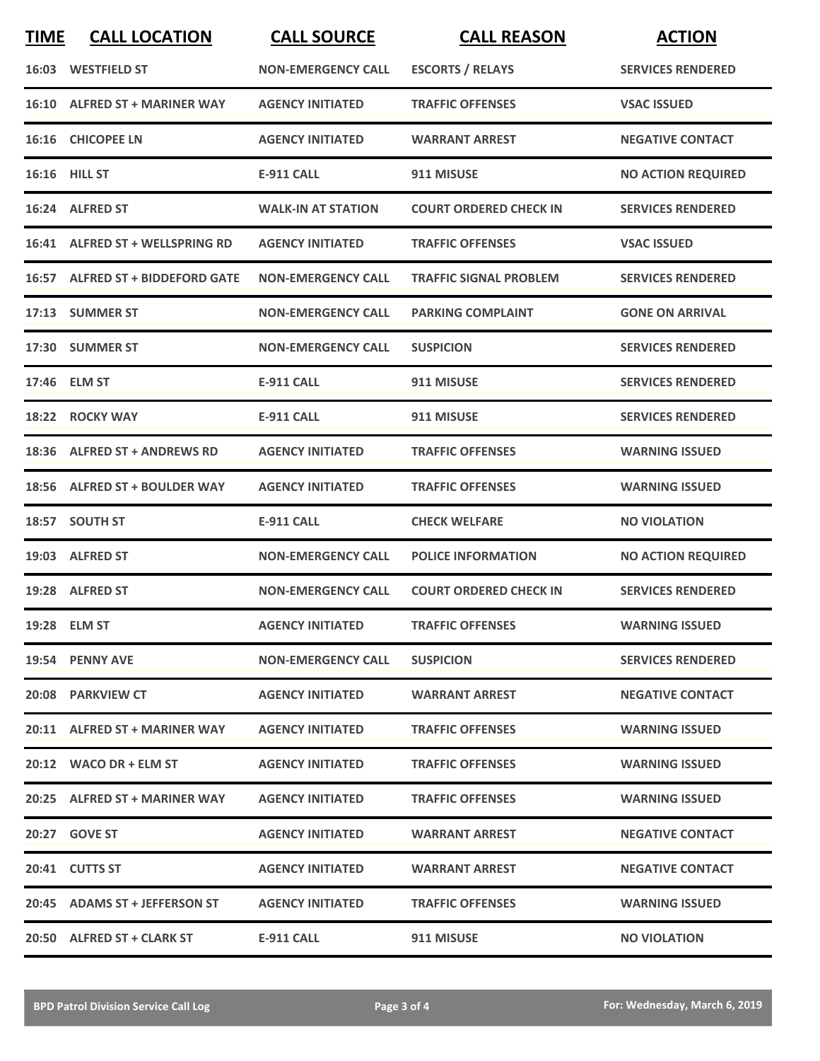| TIME | CALL LOCATION | CALL SOURCE | CALL REASON | ACTION |
|---|---|---|---|---|
| 16:03 | WESTFIELD ST | NON-EMERGENCY CALL | ESCORTS / RELAYS | SERVICES RENDERED |
| 16:10 | ALFRED ST + MARINER WAY | AGENCY INITIATED | TRAFFIC OFFENSES | VSAC ISSUED |
| 16:16 | CHICOPEE LN | AGENCY INITIATED | WARRANT ARREST | NEGATIVE CONTACT |
| 16:16 | HILL ST | E-911 CALL | 911 MISUSE | NO ACTION REQUIRED |
| 16:24 | ALFRED ST | WALK-IN AT STATION | COURT ORDERED CHECK IN | SERVICES RENDERED |
| 16:41 | ALFRED ST + WELLSPRING RD | AGENCY INITIATED | TRAFFIC OFFENSES | VSAC ISSUED |
| 16:57 | ALFRED ST + BIDDEFORD GATE | NON-EMERGENCY CALL | TRAFFIC SIGNAL PROBLEM | SERVICES RENDERED |
| 17:13 | SUMMER ST | NON-EMERGENCY CALL | PARKING COMPLAINT | GONE ON ARRIVAL |
| 17:30 | SUMMER ST | NON-EMERGENCY CALL | SUSPICION | SERVICES RENDERED |
| 17:46 | ELM ST | E-911 CALL | 911 MISUSE | SERVICES RENDERED |
| 18:22 | ROCKY WAY | E-911 CALL | 911 MISUSE | SERVICES RENDERED |
| 18:36 | ALFRED ST + ANDREWS RD | AGENCY INITIATED | TRAFFIC OFFENSES | WARNING ISSUED |
| 18:56 | ALFRED ST + BOULDER WAY | AGENCY INITIATED | TRAFFIC OFFENSES | WARNING ISSUED |
| 18:57 | SOUTH ST | E-911 CALL | CHECK WELFARE | NO VIOLATION |
| 19:03 | ALFRED ST | NON-EMERGENCY CALL | POLICE INFORMATION | NO ACTION REQUIRED |
| 19:28 | ALFRED ST | NON-EMERGENCY CALL | COURT ORDERED CHECK IN | SERVICES RENDERED |
| 19:28 | ELM ST | AGENCY INITIATED | TRAFFIC OFFENSES | WARNING ISSUED |
| 19:54 | PENNY AVE | NON-EMERGENCY CALL | SUSPICION | SERVICES RENDERED |
| 20:08 | PARKVIEW CT | AGENCY INITIATED | WARRANT ARREST | NEGATIVE CONTACT |
| 20:11 | ALFRED ST + MARINER WAY | AGENCY INITIATED | TRAFFIC OFFENSES | WARNING ISSUED |
| 20:12 | WACO DR + ELM ST | AGENCY INITIATED | TRAFFIC OFFENSES | WARNING ISSUED |
| 20:25 | ALFRED ST + MARINER WAY | AGENCY INITIATED | TRAFFIC OFFENSES | WARNING ISSUED |
| 20:27 | GOVE ST | AGENCY INITIATED | WARRANT ARREST | NEGATIVE CONTACT |
| 20:41 | CUTTS ST | AGENCY INITIATED | WARRANT ARREST | NEGATIVE CONTACT |
| 20:45 | ADAMS ST + JEFFERSON ST | AGENCY INITIATED | TRAFFIC OFFENSES | WARNING ISSUED |
| 20:50 | ALFRED ST + CLARK ST | E-911 CALL | 911 MISUSE | NO VIOLATION |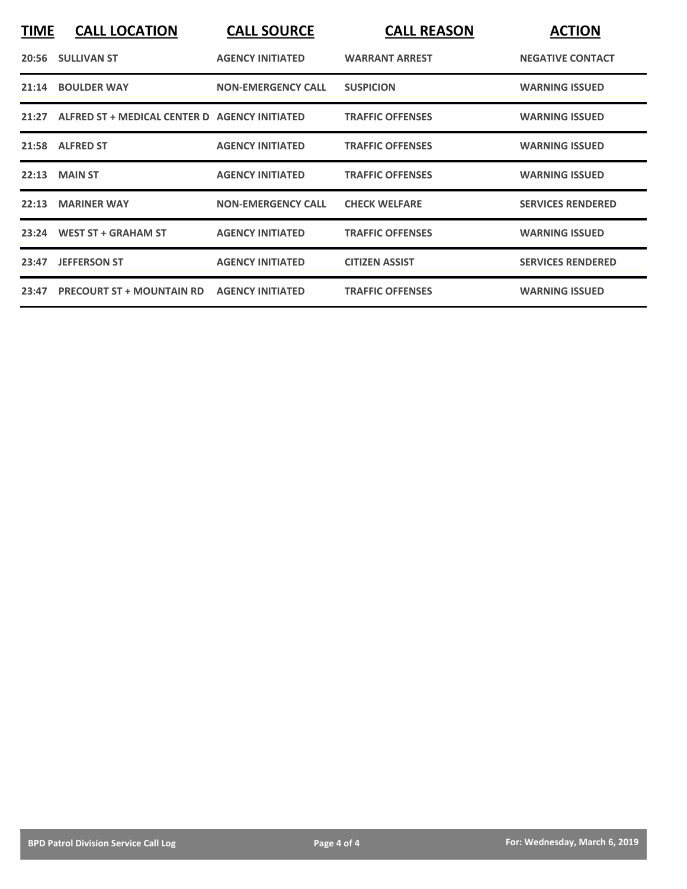| TIME | CALL LOCATION | CALL SOURCE | CALL REASON | ACTION |
|---|---|---|---|---|
| 20:56 | SULLIVAN ST | AGENCY INITIATED | WARRANT ARREST | NEGATIVE CONTACT |
| 21:14 | BOULDER WAY | NON-EMERGENCY CALL | SUSPICION | WARNING ISSUED |
| 21:27 | ALFRED ST + MEDICAL CENTER D | AGENCY INITIATED | TRAFFIC OFFENSES | WARNING ISSUED |
| 21:58 | ALFRED ST | AGENCY INITIATED | TRAFFIC OFFENSES | WARNING ISSUED |
| 22:13 | MAIN ST | AGENCY INITIATED | TRAFFIC OFFENSES | WARNING ISSUED |
| 22:13 | MARINER WAY | NON-EMERGENCY CALL | CHECK WELFARE | SERVICES RENDERED |
| 23:24 | WEST ST + GRAHAM ST | AGENCY INITIATED | TRAFFIC OFFENSES | WARNING ISSUED |
| 23:47 | JEFFERSON ST | AGENCY INITIATED | CITIZEN ASSIST | SERVICES RENDERED |
| 23:47 | PRECOURT ST + MOUNTAIN RD | AGENCY INITIATED | TRAFFIC OFFENSES | WARNING ISSUED |